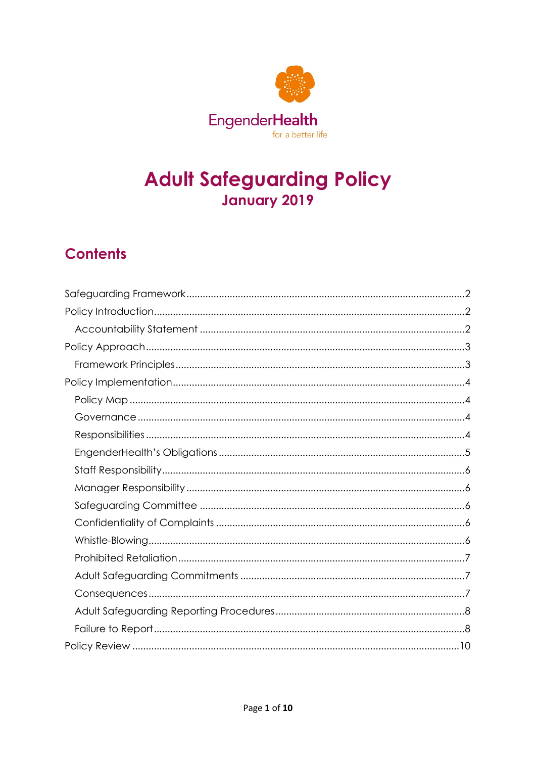EngenderHealth

for a better life

# Adult Safeguarding Policy

## January 2019

## Contents

- Safeguarding Framework ....................................................................................................2
- Policy Introduction ...............................................................................................................2
  - Accountability Statement ..............................................................................................2
- Policy Approach ..................................................................................................................3
  - Framework Principles .....................................................................................................3
- Policy Implementation ........................................................................................................4
  - Policy Map .......................................................................................................................4
  - Governance ....................................................................................................................4
  - Responsibilities ................................................................................................................4
  - EngenderHealth's Obligations .......................................................................................5
  - Staff Responsibility ..........................................................................................................6
  - Manager Responsibility ..................................................................................................6
  - Safeguarding Committee ..............................................................................................6
  - Confidentiality of Complaints ........................................................................................6
  - Whistle-Blowing ...............................................................................................................6
  - Prohibited Retaliation .....................................................................................................7
  - Adult Safeguarding Commitments ................................................................................7
  - Consequences ................................................................................................................7
  - Adult Safeguarding Reporting Procedures ...................................................................8
  - Failure to Report .............................................................................................................8
- Policy Review ......................................................................................................................10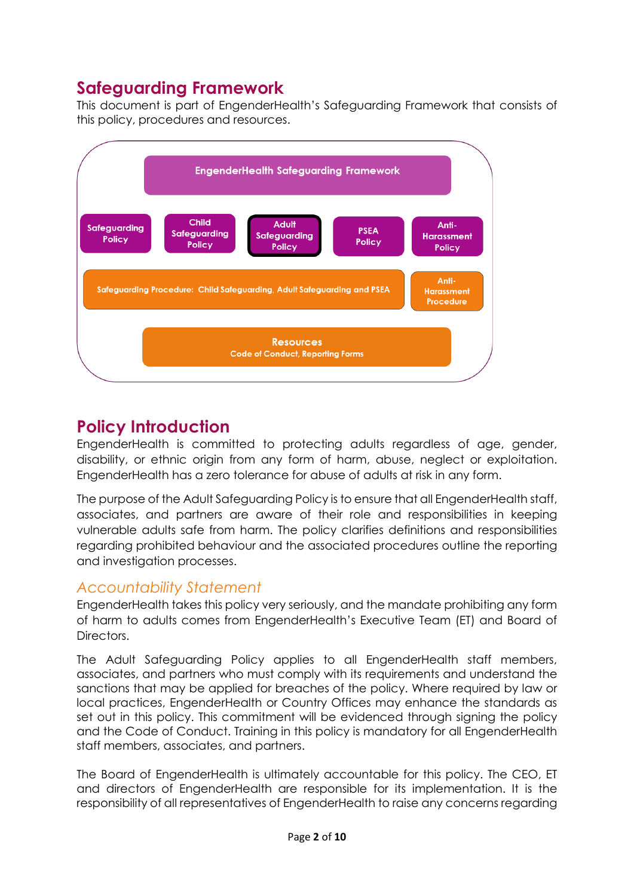## Safeguarding Framework

This document is part of EngenderHealth's Safeguarding Framework that consists of this policy, procedures and resources.

**EngenderHealth Safeguarding Framework**

- Safeguarding Policy
- Child Safeguarding Policy
- Adult Safeguarding Policy
- PSEA Policy
- Anti-Harassment Policy

- Safeguarding Procedure: Child Safeguarding, Adult Safeguarding and PSEA
- Anti-Harassment Procedure

**Resources**
Code of Conduct, Reporting Forms

## Policy Introduction

EngenderHealth is committed to protecting adults regardless of age, gender, disability, or ethnic origin from any form of harm, abuse, neglect or exploitation. EngenderHealth has a zero tolerance for abuse of adults at risk in any form.

The purpose of the Adult Safeguarding Policy is to ensure that all EngenderHealth staff, associates, and partners are aware of their role and responsibilities in keeping vulnerable adults safe from harm. The policy clarifies definitions and responsibilities regarding prohibited behaviour and the associated procedures outline the reporting and investigation processes.

### *Accountability Statement*

EngenderHealth takes this policy very seriously, and the mandate prohibiting any form of harm to adults comes from EngenderHealth's Executive Team (ET) and Board of Directors.

The Adult Safeguarding Policy applies to all EngenderHealth staff members, associates, and partners who must comply with its requirements and understand the sanctions that may be applied for breaches of the policy. Where required by law or local practices, EngenderHealth or Country Offices may enhance the standards as set out in this policy. This commitment will be evidenced through signing the policy and the Code of Conduct. Training in this policy is mandatory for all EngenderHealth staff members, associates, and partners.

The Board of EngenderHealth is ultimately accountable for this policy. The CEO, ET and directors of EngenderHealth are responsible for its implementation. It is the responsibility of all representatives of EngenderHealth to raise any concerns regarding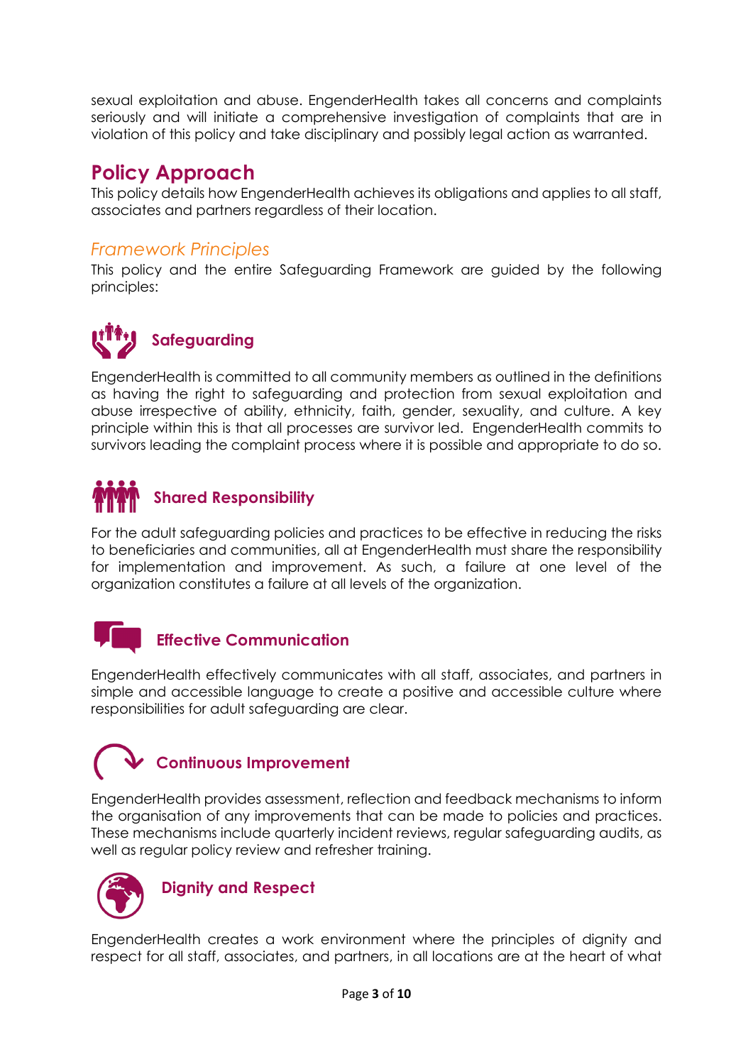sexual exploitation and abuse. EngenderHealth takes all concerns and complaints seriously and will initiate a comprehensive investigation of complaints that are in violation of this policy and take disciplinary and possibly legal action as warranted.

## Policy Approach

This policy details how EngenderHealth achieves its obligations and applies to all staff, associates and partners regardless of their location.

### *Framework Principles*

This policy and the entire Safeguarding Framework are guided by the following principles:

#### Safeguarding

EngenderHealth is committed to all community members as outlined in the definitions as having the right to safeguarding and protection from sexual exploitation and abuse irrespective of ability, ethnicity, faith, gender, sexuality, and culture. A key principle within this is that all processes are survivor led. EngenderHealth commits to survivors leading the complaint process where it is possible and appropriate to do so.

#### Shared Responsibility

For the adult safeguarding policies and practices to be effective in reducing the risks to beneficiaries and communities, all at EngenderHealth must share the responsibility for implementation and improvement. As such, a failure at one level of the organization constitutes a failure at all levels of the organization.

#### Effective Communication

EngenderHealth effectively communicates with all staff, associates, and partners in simple and accessible language to create a positive and accessible culture where responsibilities for adult safeguarding are clear.

#### Continuous Improvement

EngenderHealth provides assessment, reflection and feedback mechanisms to inform the organisation of any improvements that can be made to policies and practices. These mechanisms include quarterly incident reviews, regular safeguarding audits, as well as regular policy review and refresher training.

#### Dignity and Respect

EngenderHealth creates a work environment where the principles of dignity and respect for all staff, associates, and partners, in all locations are at the heart of what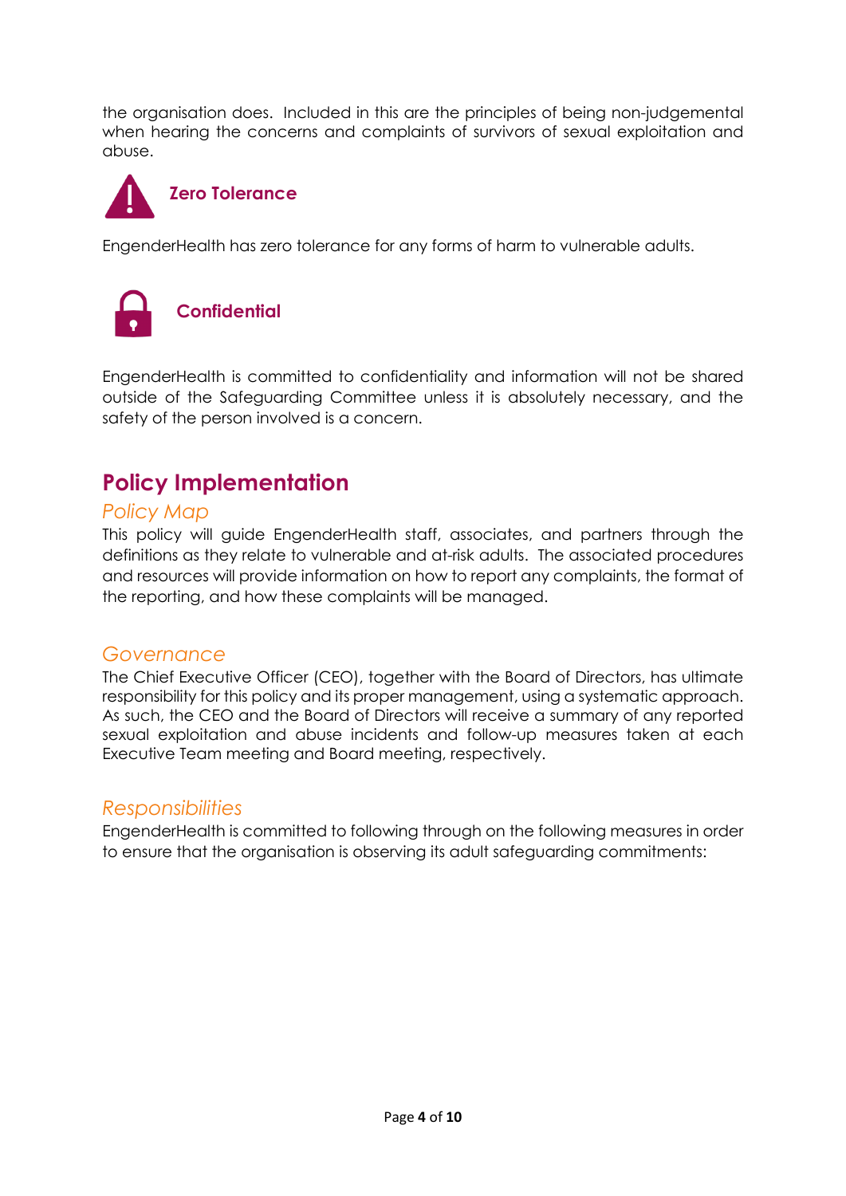the organisation does. Included in this are the principles of being non-judgemental when hearing the concerns and complaints of survivors of sexual exploitation and abuse.

### Zero Tolerance

EngenderHealth has zero tolerance for any forms of harm to vulnerable adults.

### Confidential

EngenderHealth is committed to confidentiality and information will not be shared outside of the Safeguarding Committee unless it is absolutely necessary, and the safety of the person involved is a concern.

## Policy Implementation

### *Policy Map*

This policy will guide EngenderHealth staff, associates, and partners through the definitions as they relate to vulnerable and at-risk adults. The associated procedures and resources will provide information on how to report any complaints, the format of the reporting, and how these complaints will be managed.

### *Governance*

The Chief Executive Officer (CEO), together with the Board of Directors, has ultimate responsibility for this policy and its proper management, using a systematic approach. As such, the CEO and the Board of Directors will receive a summary of any reported sexual exploitation and abuse incidents and follow-up measures taken at each Executive Team meeting and Board meeting, respectively.

### *Responsibilities*

EngenderHealth is committed to following through on the following measures in order to ensure that the organisation is observing its adult safeguarding commitments: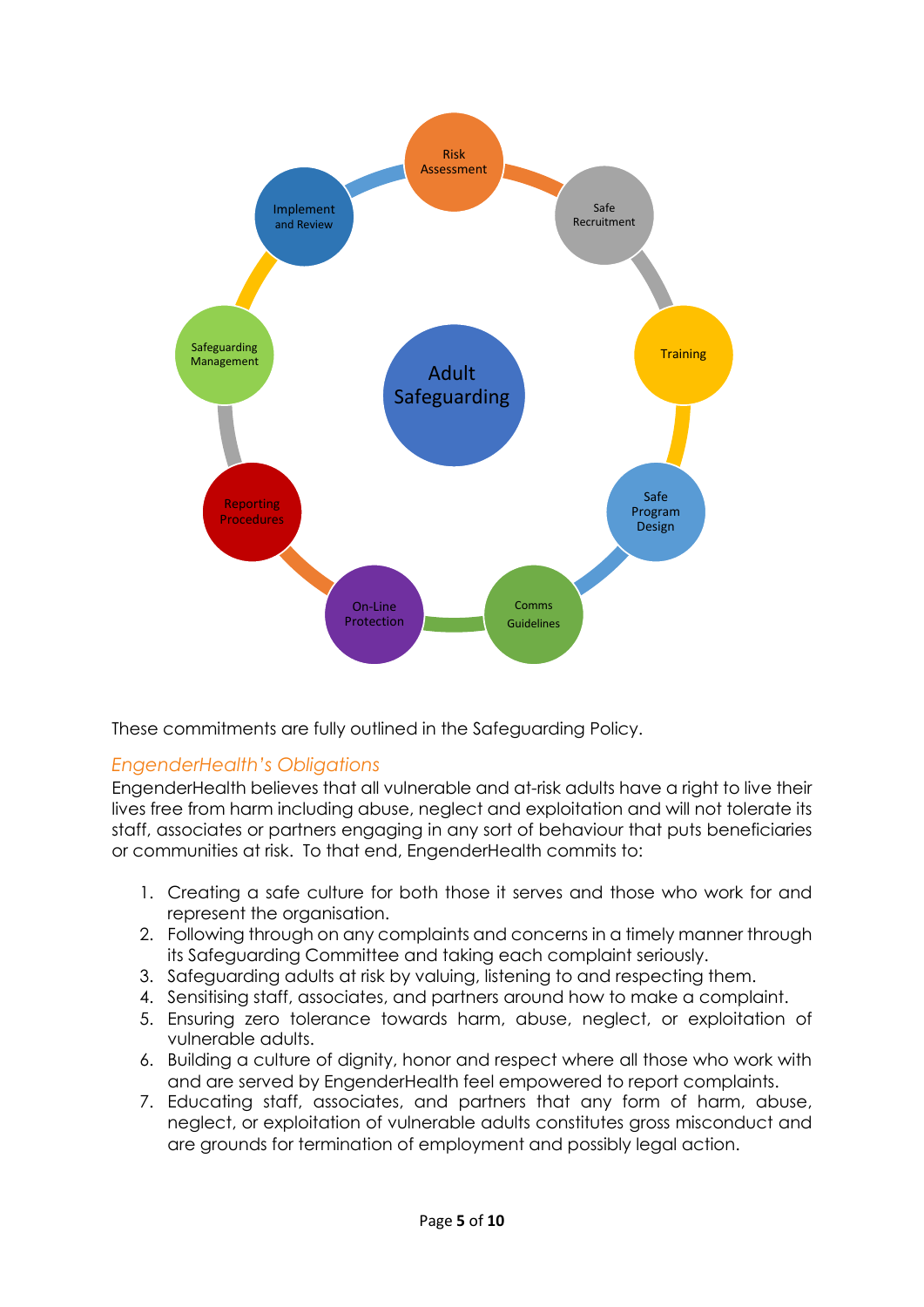Adult Safeguarding

Risk Assessment

Safe Recruitment

Training

Safe Program Design

Comms Guidelines

On-Line Protection

Reporting Procedures

Safeguarding Management

Implement and Review

These commitments are fully outlined in the Safeguarding Policy.

### *EngenderHealth's Obligations*

EngenderHealth believes that all vulnerable and at-risk adults have a right to live their lives free from harm including abuse, neglect and exploitation and will not tolerate its staff, associates or partners engaging in any sort of behaviour that puts beneficiaries or communities at risk. To that end, EngenderHealth commits to:

1. Creating a safe culture for both those it serves and those who work for and represent the organisation.
2. Following through on any complaints and concerns in a timely manner through its Safeguarding Committee and taking each complaint seriously.
3. Safeguarding adults at risk by valuing, listening to and respecting them.
4. Sensitising staff, associates, and partners around how to make a complaint.
5. Ensuring zero tolerance towards harm, abuse, neglect, or exploitation of vulnerable adults.
6. Building a culture of dignity, honor and respect where all those who work with and are served by EngenderHealth feel empowered to report complaints.
7. Educating staff, associates, and partners that any form of harm, abuse, neglect, or exploitation of vulnerable adults constitutes gross misconduct and are grounds for termination of employment and possibly legal action.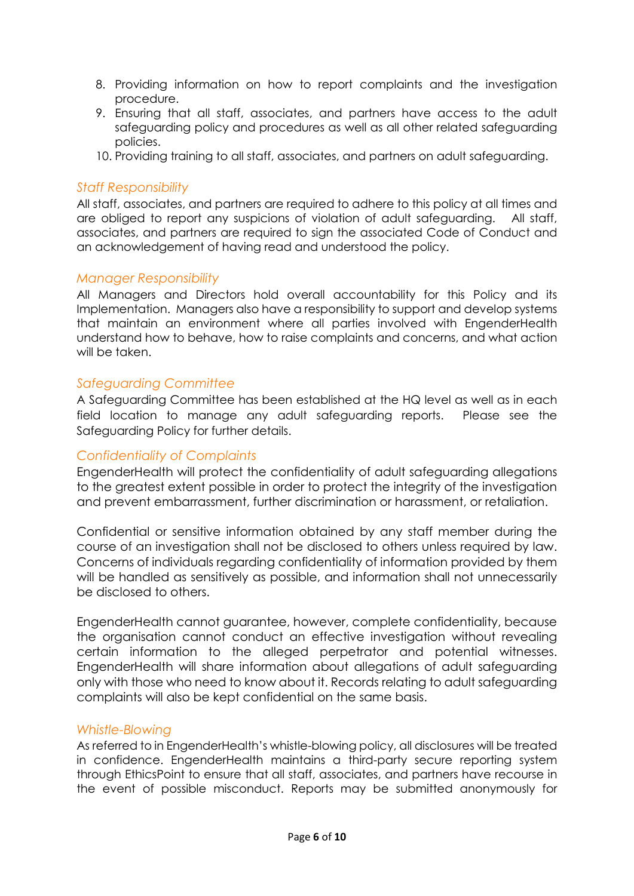8. Providing information on how to report complaints and the investigation procedure.
9. Ensuring that all staff, associates, and partners have access to the adult safeguarding policy and procedures as well as all other related safeguarding policies.
10. Providing training to all staff, associates, and partners on adult safeguarding.

### *Staff Responsibility*

All staff, associates, and partners are required to adhere to this policy at all times and are obliged to report any suspicions of violation of adult safeguarding. All staff, associates, and partners are required to sign the associated Code of Conduct and an acknowledgement of having read and understood the policy.

### *Manager Responsibility*

All Managers and Directors hold overall accountability for this Policy and its Implementation. Managers also have a responsibility to support and develop systems that maintain an environment where all parties involved with EngenderHealth understand how to behave, how to raise complaints and concerns, and what action will be taken.

### *Safeguarding Committee*

A Safeguarding Committee has been established at the HQ level as well as in each field location to manage any adult safeguarding reports. Please see the Safeguarding Policy for further details.

### *Confidentiality of Complaints*

EngenderHealth will protect the confidentiality of adult safeguarding allegations to the greatest extent possible in order to protect the integrity of the investigation and prevent embarrassment, further discrimination or harassment, or retaliation.

Confidential or sensitive information obtained by any staff member during the course of an investigation shall not be disclosed to others unless required by law. Concerns of individuals regarding confidentiality of information provided by them will be handled as sensitively as possible, and information shall not unnecessarily be disclosed to others.

EngenderHealth cannot guarantee, however, complete confidentiality, because the organisation cannot conduct an effective investigation without revealing certain information to the alleged perpetrator and potential witnesses. EngenderHealth will share information about allegations of adult safeguarding only with those who need to know about it. Records relating to adult safeguarding complaints will also be kept confidential on the same basis.

### *Whistle-Blowing*

As referred to in EngenderHealth's whistle-blowing policy, all disclosures will be treated in confidence. EngenderHealth maintains a third-party secure reporting system through EthicsPoint to ensure that all staff, associates, and partners have recourse in the event of possible misconduct. Reports may be submitted anonymously for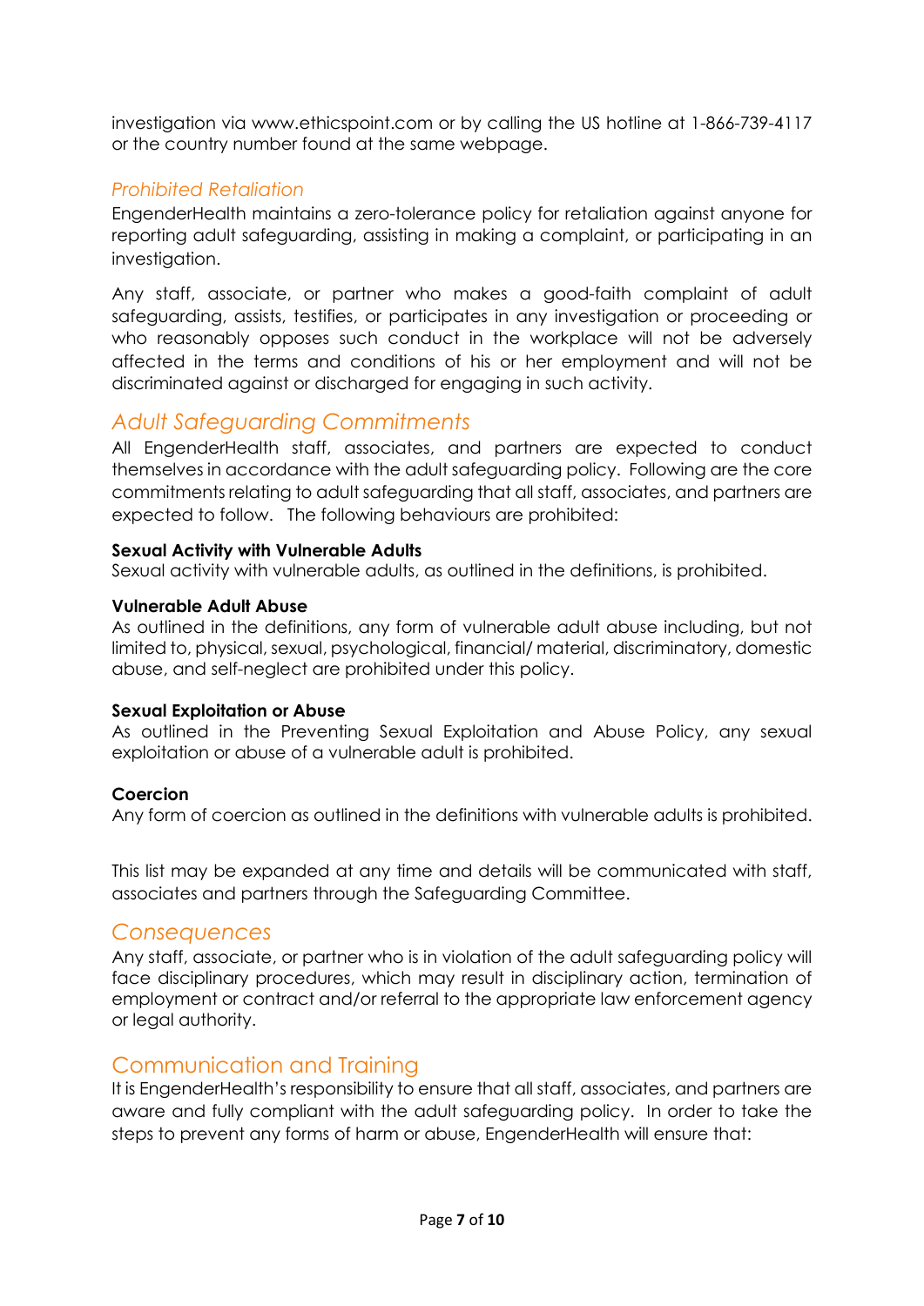investigation via www.ethicspoint.com or by calling the US hotline at 1-866-739-4117 or the country number found at the same webpage.

### *Prohibited Retaliation*

EngenderHealth maintains a zero-tolerance policy for retaliation against anyone for reporting adult safeguarding, assisting in making a complaint, or participating in an investigation.

Any staff, associate, or partner who makes a good-faith complaint of adult safeguarding, assists, testifies, or participates in any investigation or proceeding or who reasonably opposes such conduct in the workplace will not be adversely affected in the terms and conditions of his or her employment and will not be discriminated against or discharged for engaging in such activity.

## *Adult Safeguarding Commitments*

All EngenderHealth staff, associates, and partners are expected to conduct themselves in accordance with the adult safeguarding policy. Following are the core commitments relating to adult safeguarding that all staff, associates, and partners are expected to follow. The following behaviours are prohibited:

**Sexual Activity with Vulnerable Adults**
Sexual activity with vulnerable adults, as outlined in the definitions, is prohibited.

**Vulnerable Adult Abuse**
As outlined in the definitions, any form of vulnerable adult abuse including, but not limited to, physical, sexual, psychological, financial/ material, discriminatory, domestic abuse, and self-neglect are prohibited under this policy.

**Sexual Exploitation or Abuse**
As outlined in the Preventing Sexual Exploitation and Abuse Policy, any sexual exploitation or abuse of a vulnerable adult is prohibited.

**Coercion**
Any form of coercion as outlined in the definitions with vulnerable adults is prohibited.

This list may be expanded at any time and details will be communicated with staff, associates and partners through the Safeguarding Committee.

## *Consequences*

Any staff, associate, or partner who is in violation of the adult safeguarding policy will face disciplinary procedures, which may result in disciplinary action, termination of employment or contract and/or referral to the appropriate law enforcement agency or legal authority.

## Communication and Training

It is EngenderHealth's responsibility to ensure that all staff, associates, and partners are aware and fully compliant with the adult safeguarding policy. In order to take the steps to prevent any forms of harm or abuse, EngenderHealth will ensure that: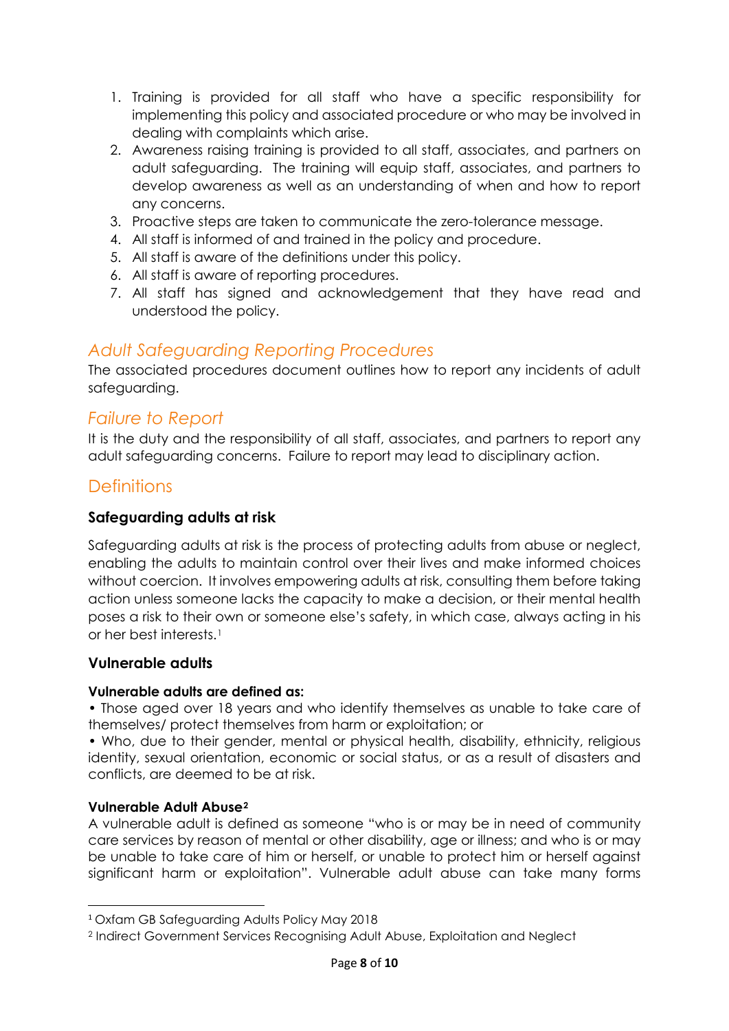1. Training is provided for all staff who have a specific responsibility for implementing this policy and associated procedure or who may be involved in dealing with complaints which arise.
2. Awareness raising training is provided to all staff, associates, and partners on adult safeguarding. The training will equip staff, associates, and partners to develop awareness as well as an understanding of when and how to report any concerns.
3. Proactive steps are taken to communicate the zero-tolerance message.
4. All staff is informed of and trained in the policy and procedure.
5. All staff is aware of the definitions under this policy.
6. All staff is aware of reporting procedures.
7. All staff has signed and acknowledgement that they have read and understood the policy.

## *Adult Safeguarding Reporting Procedures*

The associated procedures document outlines how to report any incidents of adult safeguarding.

## *Failure to Report*

It is the duty and the responsibility of all staff, associates, and partners to report any adult safeguarding concerns. Failure to report may lead to disciplinary action.

## Definitions

### Safeguarding adults at risk

Safeguarding adults at risk is the process of protecting adults from abuse or neglect, enabling the adults to maintain control over their lives and make informed choices without coercion. It involves empowering adults at risk, consulting them before taking action unless someone lacks the capacity to make a decision, or their mental health poses a risk to their own or someone else's safety, in which case, always acting in his or her best interests.[1]

### Vulnerable adults

#### Vulnerable adults are defined as:

• Those aged over 18 years and who identify themselves as unable to take care of themselves/ protect themselves from harm or exploitation; or

• Who, due to their gender, mental or physical health, disability, ethnicity, religious identity, sexual orientation, economic or social status, or as a result of disasters and conflicts, are deemed to be at risk.

#### Vulnerable Adult Abuse[2]

A vulnerable adult is defined as someone "who is or may be in need of community care services by reason of mental or other disability, age or illness; and who is or may be unable to take care of him or herself, or unable to protect him or herself against significant harm or exploitation". Vulnerable adult abuse can take many forms

---

[1] Oxfam GB Safeguarding Adults Policy May 2018

[2] Indirect Government Services Recognising Adult Abuse, Exploitation and Neglect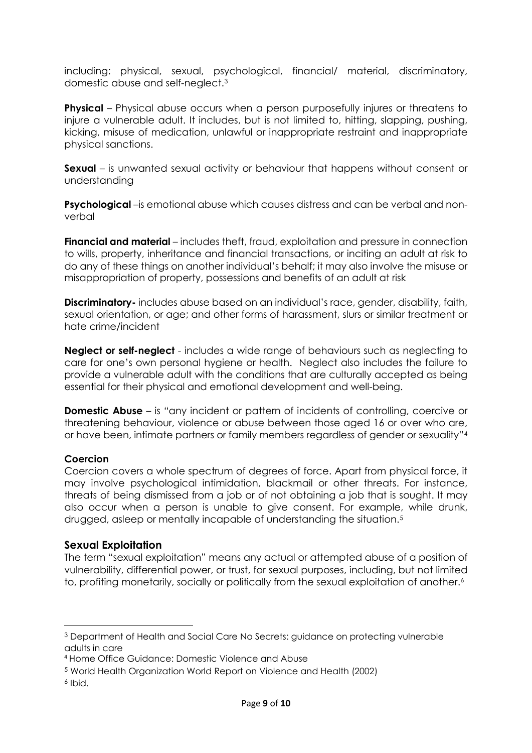including: physical, sexual, psychological, financial/ material, discriminatory, domestic abuse and self-neglect.[3]

**Physical** – Physical abuse occurs when a person purposefully injures or threatens to injure a vulnerable adult. It includes, but is not limited to, hitting, slapping, pushing, kicking, misuse of medication, unlawful or inappropriate restraint and inappropriate physical sanctions.

**Sexual** – is unwanted sexual activity or behaviour that happens without consent or understanding

**Psychological** –is emotional abuse which causes distress and can be verbal and non-verbal

**Financial and material** – includes theft, fraud, exploitation and pressure in connection to wills, property, inheritance and financial transactions, or inciting an adult at risk to do any of these things on another individual's behalf; it may also involve the misuse or misappropriation of property, possessions and benefits of an adult at risk

**Discriminatory-** includes abuse based on an individual's race, gender, disability, faith, sexual orientation, or age; and other forms of harassment, slurs or similar treatment or hate crime/incident

**Neglect or self-neglect** - includes a wide range of behaviours such as neglecting to care for one's own personal hygiene or health. Neglect also includes the failure to provide a vulnerable adult with the conditions that are culturally accepted as being essential for their physical and emotional development and well-being.

**Domestic Abuse** – is "any incident or pattern of incidents of controlling, coercive or threatening behaviour, violence or abuse between those aged 16 or over who are, or have been, intimate partners or family members regardless of gender or sexuality"[4]

**Coercion**

Coercion covers a whole spectrum of degrees of force. Apart from physical force, it may involve psychological intimidation, blackmail or other threats. For instance, threats of being dismissed from a job or of not obtaining a job that is sought. It may also occur when a person is unable to give consent. For example, while drunk, drugged, asleep or mentally incapable of understanding the situation.[5]

### Sexual Exploitation

The term "sexual exploitation" means any actual or attempted abuse of a position of vulnerability, differential power, or trust, for sexual purposes, including, but not limited to, profiting monetarily, socially or politically from the sexual exploitation of another.[6]

---

[3] Department of Health and Social Care No Secrets: guidance on protecting vulnerable adults in care

[4] Home Office Guidance: Domestic Violence and Abuse

[5] World Health Organization World Report on Violence and Health (2002)

[6] Ibid.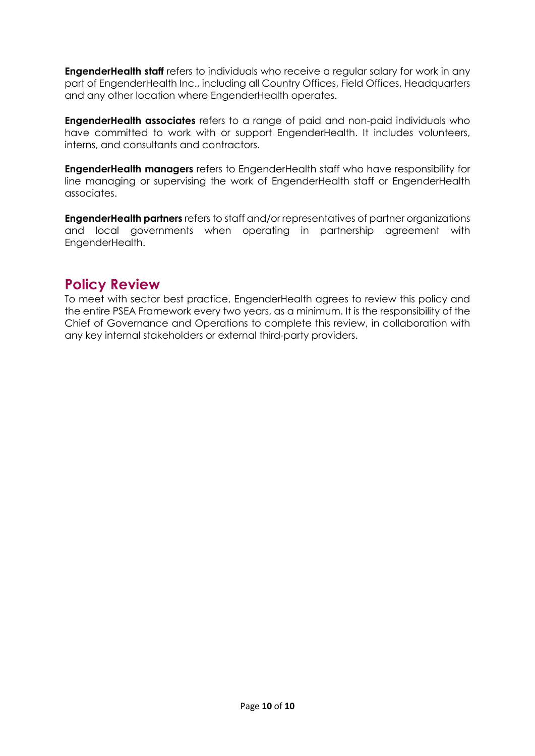**EngenderHealth staff** refers to individuals who receive a regular salary for work in any part of EngenderHealth Inc., including all Country Offices, Field Offices, Headquarters and any other location where EngenderHealth operates.

**EngenderHealth associates** refers to a range of paid and non-paid individuals who have committed to work with or support EngenderHealth. It includes volunteers, interns, and consultants and contractors.

**EngenderHealth managers** refers to EngenderHealth staff who have responsibility for line managing or supervising the work of EngenderHealth staff or EngenderHealth associates.

**EngenderHealth partners** refers to staff and/or representatives of partner organizations and local governments when operating in partnership agreement with EngenderHealth.

## Policy Review

To meet with sector best practice, EngenderHealth agrees to review this policy and the entire PSEA Framework every two years, as a minimum. It is the responsibility of the Chief of Governance and Operations to complete this review, in collaboration with any key internal stakeholders or external third-party providers.